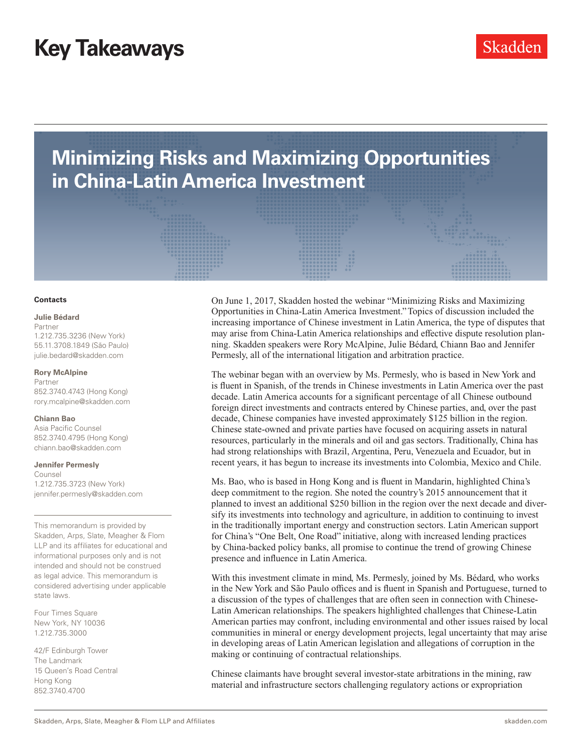# Key Takeaways

Skadden

## Minimizing Risks and Maximizing Opportunities in China-Latin America Investment

**Contacts**

**Julie Bédard**
Partner
1.212.735.3236 (New York)
55.11.3708.1849 (São Paulo)
julie.bedard@skadden.com

**Rory McAlpine**
Partner
852.3740.4743 (Hong Kong)
rory.mcalpine@skadden.com

**Chiann Bao**
Asia Pacific Counsel
852.3740.4795 (Hong Kong)
chiann.bao@skadden.com

**Jennifer Permesly**
Counsel
1.212.735.3723 (New York)
jennifer.permesly@skadden.com

This memorandum is provided by Skadden, Arps, Slate, Meagher & Flom LLP and its affiliates for educational and informational purposes only and is not intended and should not be construed as legal advice. This memorandum is considered advertising under applicable state laws.

Four Times Square
New York, NY 10036
1.212.735.3000

42/F Edinburgh Tower
The Landmark
15 Queen's Road Central
Hong Kong
852.3740.4700

On June 1, 2017, Skadden hosted the webinar "Minimizing Risks and Maximizing Opportunities in China-Latin America Investment." Topics of discussion included the increasing importance of Chinese investment in Latin America, the type of disputes that may arise from China-Latin America relationships and effective dispute resolution planning. Skadden speakers were Rory McAlpine, Julie Bédard, Chiann Bao and Jennifer Permesly, all of the international litigation and arbitration practice.

The webinar began with an overview by Ms. Permesly, who is based in New York and is fluent in Spanish, of the trends in Chinese investments in Latin America over the past decade. Latin America accounts for a significant percentage of all Chinese outbound foreign direct investments and contracts entered by Chinese parties, and, over the past decade, Chinese companies have invested approximately $125 billion in the region. Chinese state-owned and private parties have focused on acquiring assets in natural resources, particularly in the minerals and oil and gas sectors. Traditionally, China has had strong relationships with Brazil, Argentina, Peru, Venezuela and Ecuador, but in recent years, it has begun to increase its investments into Colombia, Mexico and Chile.

Ms. Bao, who is based in Hong Kong and is fluent in Mandarin, highlighted China's deep commitment to the region. She noted the country's 2015 announcement that it planned to invest an additional $250 billion in the region over the next decade and diversify its investments into technology and agriculture, in addition to continuing to invest in the traditionally important energy and construction sectors. Latin American support for China's "One Belt, One Road" initiative, along with increased lending practices by China-backed policy banks, all promise to continue the trend of growing Chinese presence and influence in Latin America.

With this investment climate in mind, Ms. Permesly, joined by Ms. Bédard, who works in the New York and São Paulo offices and is fluent in Spanish and Portuguese, turned to a discussion of the types of challenges that are often seen in connection with Chinese-Latin American relationships. The speakers highlighted challenges that Chinese-Latin American parties may confront, including environmental and other issues raised by local communities in mineral or energy development projects, legal uncertainty that may arise in developing areas of Latin American legislation and allegations of corruption in the making or continuing of contractual relationships.

Chinese claimants have brought several investor-state arbitrations in the mining, raw material and infrastructure sectors challenging regulatory actions or expropriation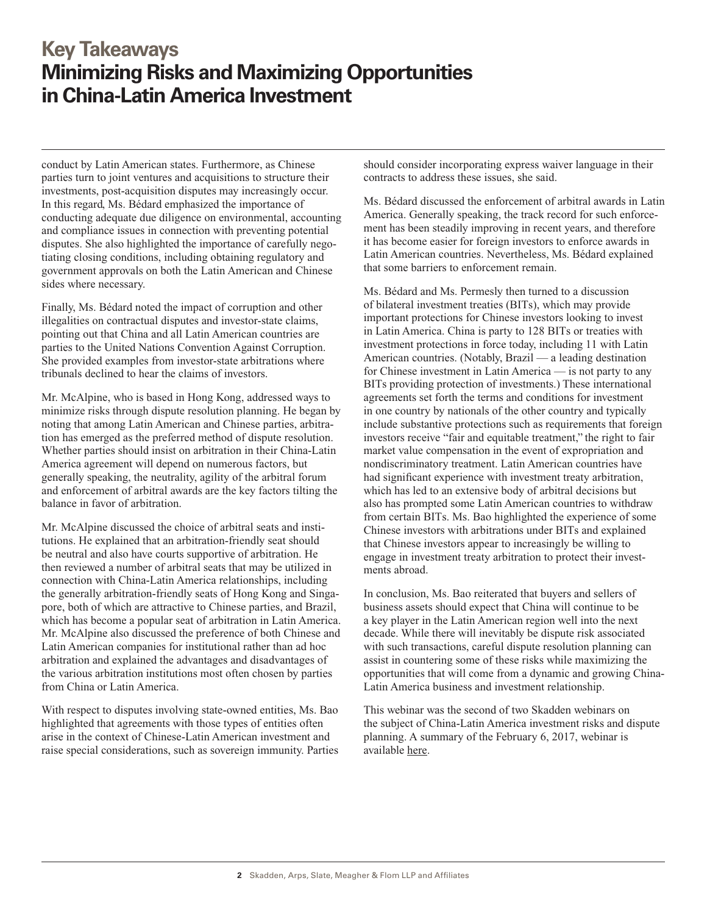# Key Takeaways
# Minimizing Risks and Maximizing Opportunities in China-Latin America Investment

conduct by Latin American states. Furthermore, as Chinese parties turn to joint ventures and acquisitions to structure their investments, post-acquisition disputes may increasingly occur. In this regard, Ms. Bédard emphasized the importance of conducting adequate due diligence on environmental, accounting and compliance issues in connection with preventing potential disputes. She also highlighted the importance of carefully negotiating closing conditions, including obtaining regulatory and government approvals on both the Latin American and Chinese sides where necessary.

Finally, Ms. Bédard noted the impact of corruption and other illegalities on contractual disputes and investor-state claims, pointing out that China and all Latin American countries are parties to the United Nations Convention Against Corruption. She provided examples from investor-state arbitrations where tribunals declined to hear the claims of investors.

Mr. McAlpine, who is based in Hong Kong, addressed ways to minimize risks through dispute resolution planning. He began by noting that among Latin American and Chinese parties, arbitration has emerged as the preferred method of dispute resolution. Whether parties should insist on arbitration in their China-Latin America agreement will depend on numerous factors, but generally speaking, the neutrality, agility of the arbitral forum and enforcement of arbitral awards are the key factors tilting the balance in favor of arbitration.

Mr. McAlpine discussed the choice of arbitral seats and institutions. He explained that an arbitration-friendly seat should be neutral and also have courts supportive of arbitration. He then reviewed a number of arbitral seats that may be utilized in connection with China-Latin America relationships, including the generally arbitration-friendly seats of Hong Kong and Singapore, both of which are attractive to Chinese parties, and Brazil, which has become a popular seat of arbitration in Latin America. Mr. McAlpine also discussed the preference of both Chinese and Latin American companies for institutional rather than ad hoc arbitration and explained the advantages and disadvantages of the various arbitration institutions most often chosen by parties from China or Latin America.

With respect to disputes involving state-owned entities, Ms. Bao highlighted that agreements with those types of entities often arise in the context of Chinese-Latin American investment and raise special considerations, such as sovereign immunity. Parties should consider incorporating express waiver language in their contracts to address these issues, she said.

Ms. Bédard discussed the enforcement of arbitral awards in Latin America. Generally speaking, the track record for such enforcement has been steadily improving in recent years, and therefore it has become easier for foreign investors to enforce awards in Latin American countries. Nevertheless, Ms. Bédard explained that some barriers to enforcement remain.

Ms. Bédard and Ms. Permesly then turned to a discussion of bilateral investment treaties (BITs), which may provide important protections for Chinese investors looking to invest in Latin America. China is party to 128 BITs or treaties with investment protections in force today, including 11 with Latin American countries. (Notably, Brazil — a leading destination for Chinese investment in Latin America — is not party to any BITs providing protection of investments.) These international agreements set forth the terms and conditions for investment in one country by nationals of the other country and typically include substantive protections such as requirements that foreign investors receive "fair and equitable treatment," the right to fair market value compensation in the event of expropriation and nondiscriminatory treatment. Latin American countries have had significant experience with investment treaty arbitration, which has led to an extensive body of arbitral decisions but also has prompted some Latin American countries to withdraw from certain BITs. Ms. Bao highlighted the experience of some Chinese investors with arbitrations under BITs and explained that Chinese investors appear to increasingly be willing to engage in investment treaty arbitration to protect their investments abroad.

In conclusion, Ms. Bao reiterated that buyers and sellers of business assets should expect that China will continue to be a key player in the Latin American region well into the next decade. While there will inevitably be dispute risk associated with such transactions, careful dispute resolution planning can assist in countering some of these risks while maximizing the opportunities that will come from a dynamic and growing China-Latin America business and investment relationship.

This webinar was the second of two Skadden webinars on the subject of China-Latin America investment risks and dispute planning. A summary of the February 6, 2017, webinar is available here.